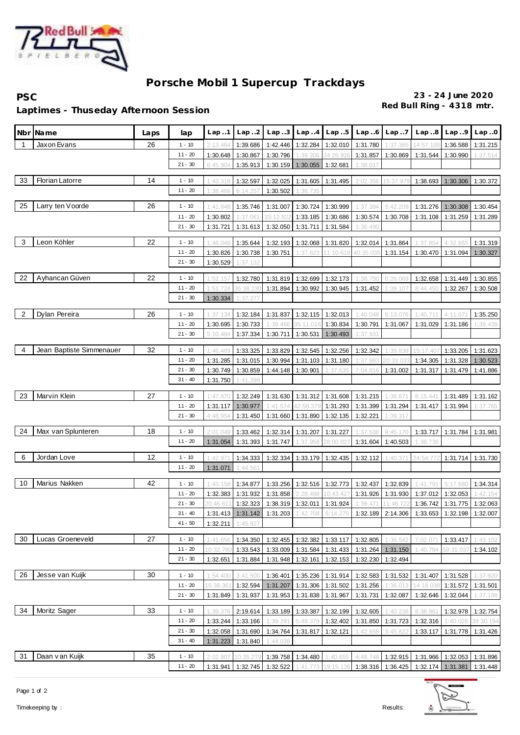# Porsche Mobil 1 Supercup Trackdays

**PSC**

**Laptimes - Thuseday Afternoon Session**

**23 - 24 June 2020**

**Red Bull Ring - 4318 mtr.**

| Nbr | Name | Laps | lap | Lap..1 | Lap..2 | Lap..3 | Lap..4 | Lap..5 | Lap..6 | Lap..7 | Lap..8 | Lap..9 | Lap..0 |
|---|---|---|---|---|---|---|---|---|---|---|---|---|---|
| 1 | Jaxon Evans | 26 | 1 - 10 | 2:13.464 | 1:39.686 | 1:42.446 | 1:32.284 | 1:32.010 | 1:31.780 | 1:37.385 | 14:57.188 | 1:36.588 | 1:31.215 |
| | | | 11 - 20 | 1:30.648 | 1:30.867 | 1:30.796 | 1:39.206 | 24:26.926 | 1:31.857 | 1:30.869 | 1:31.544 | 1:30.990 | 1:37.514 |
| | | | 21 - 30 | 6:45.904 | 1:35.913 | 1:30.159 | 1:30.055 | 1:32.681 | 1:38.017 | | | | |
| 33 | Florian Latorre | 14 | 1 - 10 | 1:43.318 | 1:32.597 | 1:32.025 | 1:31.605 | 1:31.495 | 2:02.356 | 15:37.979 | 1:38.693 | 1:30.306 | 1:30.372 |
| | | | 11 - 20 | 1:38.468 | 6:14.257 | 1:30.502 | 1:38.735 | | | | | | |
| 25 | Larry ten Voorde | 26 | 1 - 10 | 1:41.848 | 1:35.746 | 1:31.007 | 1:30.724 | 1:30.999 | 1:37.384 | 5:42.209 | 1:31.276 | 1:30.308 | 1:30.454 |
| | | | 11 - 20 | 1:30.802 | 1:37.061 | 33:12.822 | 1:33.185 | 1:30.686 | 1:30.574 | 1:30.708 | 1:31.108 | 1:31.259 | 1:31.289 |
| | | | 21 - 30 | 1:31.721 | 1:31.613 | 1:32.050 | 1:31.711 | 1:31.584 | 1:36.490 | | | | |
| 3 | Leon Köhler | 22 | 1 - 10 | 1:46.048 | 1:35.644 | 1:32.193 | 1:32.068 | 1:31.820 | 1:32.014 | 1:31.864 | 1:37.854 | 4:32.655 | 1:31.319 |
| | | | 11 - 20 | 1:30.826 | 1:30.738 | 1:30.751 | 1:37.623 | 11:10.618 | 40:35.035 | 1:31.154 | 1:30.470 | 1:31.094 | 1:30.327 |
| | | | 21 - 30 | 1:30.529 | 1:37.132 | | | | | | | | |
| 22 | Ayhancan Güven | 22 | 1 - 10 | 1:52.157 | 1:32.780 | 1:31.819 | 1:32.699 | 1:32.173 | 1:38.750 | 6:26.069 | 1:32.658 | 1:31.449 | 1:30.855 |
| | | | 11 - 20 | 1:51.724 | 36:38.230 | 1:31.894 | 1:30.992 | 1:30.945 | 1:31.452 | 1:39.107 | 8:44.450 | 1:32.267 | 1:30.508 |
| | | | 21 - 30 | 1:30.334 | 1:37.277 | | | | | | | | |
| 2 | Dylan Pereira | 26 | 1 - 10 | 1:37.134 | 1:32.184 | 1:31.837 | 1:32.115 | 1:32.013 | 1:40.048 | 6:13.076 | 1:40.711 | 4:11.071 | 1:35.250 |
| | | | 11 - 20 | 1:30.695 | 1:30.733 | 1:39.466 | 35:11.016 | 1:30.834 | 1:30.791 | 1:31.067 | 1:31.029 | 1:31.186 | 1:39.439 |
| | | | 21 - 30 | 5:10.484 | 1:37.334 | 1:30.711 | 1:30.531 | 1:30.493 | 1:37.931 | | | | |
| 4 | Jean Baptiste Simmenauer | 32 | 1 - 10 | 1:46.469 | 1:33.325 | 1:33.829 | 1:32.545 | 1:32.256 | 1:32.342 | 1:39.838 | 15:17.407 | 1:33.205 | 1:31.623 |
| | | | 11 - 20 | 1:31.285 | 1:31.015 | 1:30.994 | 1:31.103 | 1:31.180 | 1:37.983 | 20:33.033 | 1:34.305 | 1:31.328 | 1:30.523 |
| | | | 21 - 30 | 1:30.749 | 1:30.859 | 1:44.148 | 1:30.901 | 1:37.635 | 7:04.816 | 1:31.002 | 1:31.317 | 1:31.479 | 1:41.886 |
| | | | 31 - 40 | 1:31.750 | 1:41.398 | | | | | | | | |
| 23 | Marvin Klein | 27 | 1 - 10 | 1:47.970 | 1:32.249 | 1:31.630 | 1:31.312 | 1:31.608 | 1:31.215 | 1:38.671 | 8:15.441 | 1:31.489 | 1:31.162 |
| | | | 11 - 20 | 1:31.117 | 1:30.977 | 1:41.574 | 42:58.379 | 1:31.293 | 1:31.399 | 1:31.294 | 1:31.417 | 1:31.994 | 1:37.765 |
| | | | 21 - 30 | 4:48.954 | 1:31.450 | 1:31.660 | 1:31.890 | 1:32.135 | 1:32.221 | 1:39.317 | | | |
| 24 | Max van Splunteren | 18 | 1 - 10 | 2:01.049 | 1:33.462 | 1:32.314 | 1:31.207 | 1:31.227 | 1:37.538 | 9:45.170 | 1:33.717 | 1:31.784 | 1:31.981 |
| | | | 11 - 20 | 1:31.054 | 1:31.393 | 1:31.747 | 1:37.958 | 28:00.027 | 1:31.604 | 1:40.503 | 1:38.736 | | |
| 6 | Jordan Love | 12 | 1 - 10 | 1:42.971 | 1:34.333 | 1:32.334 | 1:33.179 | 1:32.435 | 1:32.112 | 1:40.371 | 24:54.772 | 1:31.714 | 1:31.730 |
| | | | 11 - 20 | 1:31.071 | 1:44.561 | | | | | | | | |
| 10 | Marius Nakken | 42 | 1 - 10 | 1:43.158 | 1:34.877 | 1:33.256 | 1:32.516 | 1:32.773 | 1:32.437 | 1:32.839 | 1:41.791 | 5:17.680 | 1:34.314 |
| | | | 11 - 20 | 1:32.383 | 1:31.932 | 1:31.858 | 2:29.498 | 10:43.427 | 1:31.926 | 1:31.930 | 1:37.012 | 1:32.053 | 1:42.154 |
| | | | 21 - 30 | 20:46.611 | 1:32.323 | 1:38.319 | 1:32.011 | 1:31.924 | 1:39.471 | 11:46.722 | 1:36.742 | 1:31.775 | 1:32.063 |
| | | | 31 - 40 | 1:31.413 | 1:31.142 | 1:31.203 | 1:42.708 | 6:14.270 | 1:32.189 | 2:14.306 | 1:33.653 | 1:32.198 | 1:32.007 |
| | | | 41 - 50 | 1:32.211 | 1:45.927 | | | | | | | | |
| 30 | Lucas Groeneveld | 27 | 1 - 10 | 1:41.656 | 1:34.350 | 1:32.455 | 1:32.382 | 1:33.117 | 1:32.805 | 1:38.542 | 7:02.071 | 1:33.417 | 1:43.102 |
| | | | 11 - 20 | 10:32.780 | 1:33.543 | 1:33.009 | 1:31.584 | 1:31.433 | 1:31.264 | 1:31.150 | 1:40.784 | 59:31.037 | 1:34.102 |
| | | | 21 - 30 | 1:32.651 | 1:31.884 | 1:31.948 | 1:32.161 | 1:32.153 | 1:32.230 | 1:32.494 | | | |
| 26 | Jesse van Kuijk | 30 | 1 - 10 | 1:54.400 | 3:41.500 | 1:36.401 | 1:35.236 | 1:31.914 | 1:32.583 | 1:31.532 | 1:31.407 | 1:31.528 | 1:37.920 |
| | | | 11 - 20 | 15:38.361 | 1:32.594 | 1:31.207 | 1:31.306 | 1:31.502 | 1:31.256 | 1:36.013 | 14:18.038 | 1:31.572 | 1:31.501 |
| | | | 21 - 30 | 1:31.849 | 1:31.937 | 1:31.953 | 1:31.838 | 1:31.967 | 1:31.731 | 1:32.087 | 1:32.646 | 1:32.044 | 1:37.188 |
| 34 | Moritz Sager | 33 | 1 - 10 | 1:39.376 | 2:19.614 | 1:33.189 | 1:33.387 | 1:32.199 | 1:32.605 | 1:40.238 | 8:38.961 | 1:32.978 | 1:32.754 |
| | | | 11 - 20 | 1:33.244 | 1:33.166 | 1:39.291 | 5:49.379 | 1:32.402 | 1:31.850 | 1:31.723 | 1:32.316 | 1:40.026 | 39:30.194 |
| | | | 21 - 30 | 1:32.058 | 1:31.690 | 1:34.764 | 1:31.817 | 1:32.121 | 1:42.658 | 3:45.822 | 1:33.117 | 1:31.778 | 1:31.426 |
| | | | 31 - 40 | 1:31.223 | 1:31.840 | 1:44.038 | | | | | | | |
| 31 | Daan van Kuijk | 35 | 1 - 10 | 2:02.807 | 10:35.279 | 1:39.758 | 1:34.480 | 1:40.655 | 4:48.748 | 1:32.915 | 1:31.966 | 1:32.053 | 1:31.896 |
| | | | 11 - 20 | 1:31.941 | 1:32.745 | 1:32.522 | 1:41.773 | 19:15.136 | 1:38.316 | 1:36.425 | 1:32.174 | 1:31.381 | 1:31.448 |

Timekeeping by :

Results: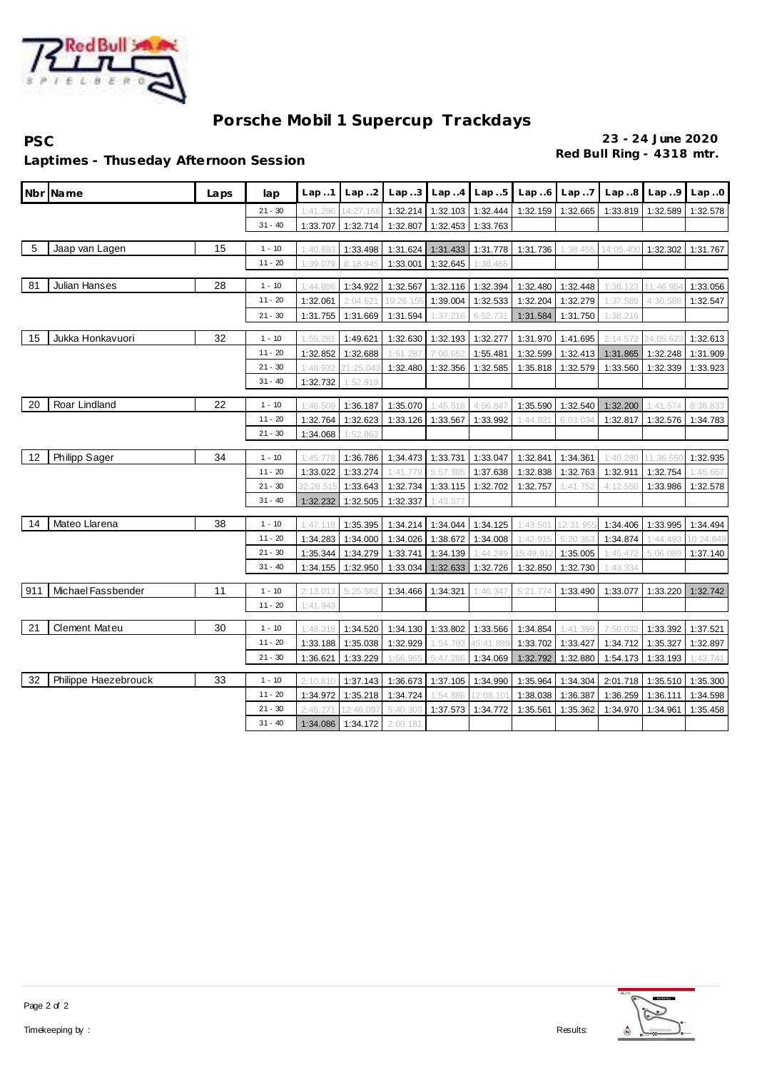# Porsche Mobil 1 Supercup Trackdays

**PSC**

**Laptimes - Thuseday Afternoon Session**

**23 - 24 June 2020**

**Red Bull Ring - 4318 mtr.**

| Nbr | Name | Laps | lap | Lap..1 | Lap..2 | Lap..3 | Lap..4 | Lap..5 | Lap..6 | Lap..7 | Lap..8 | Lap..9 | Lap..0 |
|---|---|---|---|---|---|---|---|---|---|---|---|---|---|
| | | | 21 - 30 | 1:41.296 | 14:27.166 | 1:32.214 | 1:32.103 | 1:32.444 | 1:32.159 | 1:32.665 | 1:33.819 | 1:32.589 | 1:32.578 |
| | | | 31 - 40 | 1:33.707 | 1:32.714 | 1:32.807 | 1:32.453 | 1:33.763 | | | | | |
| 5 | Jaap van Lagen | 15 | 1 - 10 | 1:40.893 | 1:33.498 | 1:31.624 | 1:31.433 | 1:31.778 | 1:31.736 | 1:38.455 | 14:05.400 | 1:32.302 | 1:31.767 |
| | | | 11 - 20 | 1:39.079 | 8:18.945 | 1:33.001 | 1:32.645 | 1:38.465 | | | | | |
| 81 | Julian Hanses | 28 | 1 - 10 | 1:44.886 | 1:34.922 | 1:32.567 | 1:32.116 | 1:32.394 | 1:32.480 | 1:32.448 | 1:38.123 | 11:46.954 | 1:33.056 |
| | | | 11 - 20 | 1:32.061 | 2:04.621 | 19:26.155 | 1:39.004 | 1:32.533 | 1:32.204 | 1:32.279 | 1:37.589 | 4:30.588 | 1:32.547 |
| | | | 21 - 30 | 1:31.755 | 1:31.669 | 1:31.594 | 1:37.216 | 6:52.731 | 1:31.584 | 1:31.750 | 1:38.216 | | |
| 15 | Jukka Honkavuori | 32 | 1 - 10 | 1:55.281 | 1:49.621 | 1:32.630 | 1:32.193 | 1:32.277 | 1:31.970 | 1:41.695 | 2:14.572 | 24:05.623 | 1:32.613 |
| | | | 11 - 20 | 1:32.852 | 1:32.688 | 1:51.287 | 7:00.652 | 1:55.481 | 1:32.599 | 1:32.413 | 1:31.865 | 1:32.248 | 1:31.909 |
| | | | 21 - 30 | 1:48.932 | 21:25.043 | 1:32.480 | 1:32.356 | 1:32.585 | 1:35.818 | 1:32.579 | 1:33.560 | 1:32.339 | 1:33.923 |
| | | | 31 - 40 | 1:32.732 | 1:52.919 | | | | | | | | |
| 20 | Roar Lindland | 22 | 1 - 10 | 1:46.509 | 1:36.187 | 1:35.070 | 1:45.516 | 4:56.847 | 1:35.590 | 1:32.540 | 1:32.200 | 1:41.574 | 8:38.833 |
| | | | 11 - 20 | 1:32.764 | 1:32.623 | 1:33.126 | 1:33.567 | 1:33.992 | 1:44.821 | 6:03.034 | 1:32.817 | 1:32.576 | 1:34.783 |
| | | | 21 - 30 | 1:34.068 | 1:52.863 | | | | | | | | |
| 12 | Philipp Sager | 34 | 1 - 10 | 1:45.778 | 1:36.786 | 1:34.473 | 1:33.731 | 1:33.047 | 1:32.841 | 1:34.361 | 1:40.280 | 11:36.550 | 1:32.935 |
| | | | 11 - 20 | 1:33.022 | 1:33.274 | 1:41.779 | 5:57.385 | 1:37.638 | 1:32.838 | 1:32.763 | 1:32.911 | 1:32.754 | 1:45.667 |
| | | | 21 - 30 | 32:28.515 | 1:33.643 | 1:32.734 | 1:33.115 | 1:32.702 | 1:32.757 | 1:41.752 | 4:12.550 | 1:33.986 | 1:32.578 |
| | | | 31 - 40 | 1:32.232 | 1:32.505 | 1:32.337 | 1:43.377 | | | | | | |
| 14 | Mateo Llarena | 38 | 1 - 10 | 1:47.118 | 1:35.395 | 1:34.214 | 1:34.044 | 1:34.125 | 1:43.501 | 12:31.955 | 1:34.406 | 1:33.995 | 1:34.494 |
| | | | 11 - 20 | 1:34.283 | 1:34.000 | 1:34.026 | 1:38.672 | 1:34.008 | 1:42.915 | 5:20.363 | 1:34.874 | 1:44.493 | 10:24.649 |
| | | | 21 - 30 | 1:35.344 | 1:34.279 | 1:33.741 | 1:34.139 | 1:44.249 | 15:49.912 | 1:35.005 | 1:45.472 | 5:06.089 | 1:37.140 |
| | | | 31 - 40 | 1:34.155 | 1:32.950 | 1:33.034 | 1:32.633 | 1:32.726 | 1:32.850 | 1:32.730 | 1:43.334 | | |
| 911 | Michael Fassbender | 11 | 1 - 10 | 2:13.013 | 5:25.582 | 1:34.466 | 1:34.321 | 1:46.347 | 5:21.774 | 1:33.490 | 1:33.077 | 1:33.220 | 1:32.742 |
| | | | 11 - 20 | 1:41.943 | | | | | | | | | |
| 21 | Clement Mateu | 30 | 1 - 10 | 1:48.318 | 1:34.520 | 1:34.130 | 1:33.802 | 1:33.566 | 1:34.854 | 1:41.399 | 7:59.032 | 1:33.392 | 1:37.521 |
| | | | 11 - 20 | 1:33.188 | 1:35.038 | 1:32.929 | 1:54.793 | 45:41.889 | 1:33.702 | 1:33.427 | 1:34.712 | 1:35.327 | 1:32.897 |
| | | | 21 - 30 | 1:36.621 | 1:33.229 | 1:56.965 | 5:47.286 | 1:34.069 | 1:32.792 | 1:32.880 | 1:54.173 | 1:33.193 | 1:43.741 |
| 32 | Philippe Haezebrouck | 33 | 1 - 10 | 2:10.810 | 1:37.143 | 1:36.673 | 1:37.105 | 1:34.990 | 1:35.964 | 1:34.304 | 2:01.718 | 1:35.510 | 1:35.300 |
| | | | 11 - 20 | 1:34.972 | 1:35.218 | 1:34.724 | 1:54.886 | 12:08.101 | 1:38.038 | 1:36.387 | 1:36.259 | 1:36.111 | 1:34.598 |
| | | | 21 - 30 | 2:45.271 | 12:46.097 | 5:40.303 | 1:37.573 | 1:34.772 | 1:35.561 | 1:35.362 | 1:34.970 | 1:34.961 | 1:35.458 |
| | | | 31 - 40 | 1:34.086 | 1:34.172 | 2:00.181 | | | | | | | |

Timekeeping by :

Results: